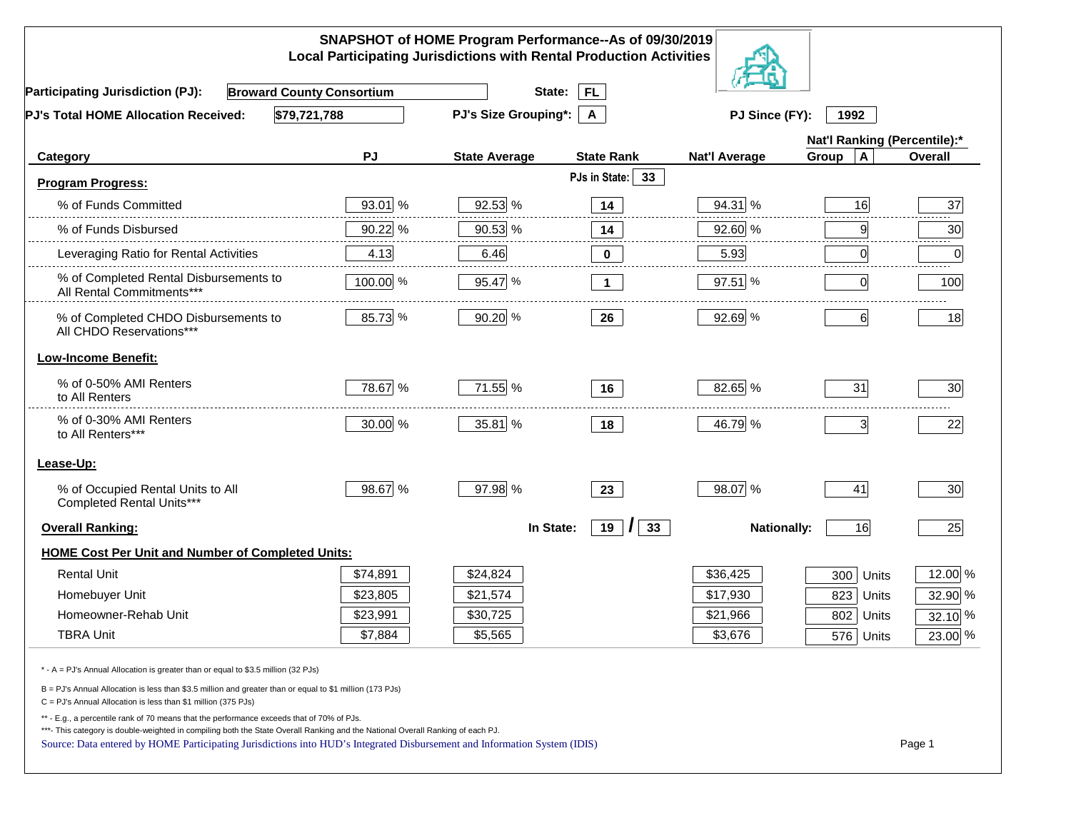# SNAPSHOT of HOME Program Performance--As of 09/30/2019
## Local Participating Jurisdictions with Rental Production Activities

**Participating Jurisdiction (PJ):** Broward County Consortium **State:** FL

**PJ's Total HOME Allocation Received:** $79,721,788 **PJ's Size Grouping*:** A **PJ Since (FY):** 1992

| Category | PJ | State Average | State Rank | Nat'l Average | Nat'l Ranking (Percentile):* Group A | Overall |
|---|---|---|---|---|---|---|
| **Program Progress:** | | | PJs in State: 33 | | | |
| % of Funds Committed | 93.01 % | 92.53 % | 14 | 94.31 % | 16 | 37 |
| % of Funds Disbursed | 90.22 % | 90.53 % | 14 | 92.60 % | 9 | 30 |
| Leveraging Ratio for Rental Activities | 4.13 | 6.46 | 0 | 5.93 | 0 | 0 |
| % of Completed Rental Disbursements to All Rental Commitments*** | 100.00 % | 95.47 % | 1 | 97.51 % | 0 | 100 |
| % of Completed CHDO Disbursements to All CHDO Reservations*** | 85.73 % | 90.20 % | 26 | 92.69 % | 6 | 18 |
| **Low-Income Benefit:** | | | | | | |
| % of 0-50% AMI Renters to All Renters | 78.67 % | 71.55 % | 16 | 82.65 % | 31 | 30 |
| % of 0-30% AMI Renters to All Renters*** | 30.00 % | 35.81 % | 18 | 46.79 % | 3 | 22 |
| **Lease-Up:** | | | | | | |
| % of Occupied Rental Units to All Completed Rental Units*** | 98.67 % | 97.98 % | 23 | 98.07 % | 41 | 30 |
| **Overall Ranking:** | | In State: | 19 / 33 | Nationally: | 16 | 25 |
| **HOME Cost Per Unit and Number of Completed Units:** | | | | | | |
| Rental Unit | $74,891 | $24,824 | | $36,425 | 300 Units | 12.00 % |
| Homebuyer Unit | $23,805 | $21,574 | | $17,930 | 823 Units | 32.90 % |
| Homeowner-Rehab Unit | $23,991 | $30,725 | | $21,966 | 802 Units | 32.10 % |
| TBRA Unit | $7,884 | $5,565 | | $3,676 | 576 Units | 23.00 % |

\* - A = PJ's Annual Allocation is greater than or equal to $3.5 million (32 PJs)

B = PJ's Annual Allocation is less than $3.5 million and greater than or equal to $1 million (173 PJs)

C = PJ's Annual Allocation is less than $1 million (375 PJs)

** - E.g., a percentile rank of 70 means that the performance exceeds that of 70% of PJs.

***- This category is double-weighted in compiling both the State Overall Ranking and the National Overall Ranking of each PJ.

Source: Data entered by HOME Participating Jurisdictions into HUD's Integrated Disbursement and Information System (IDIS)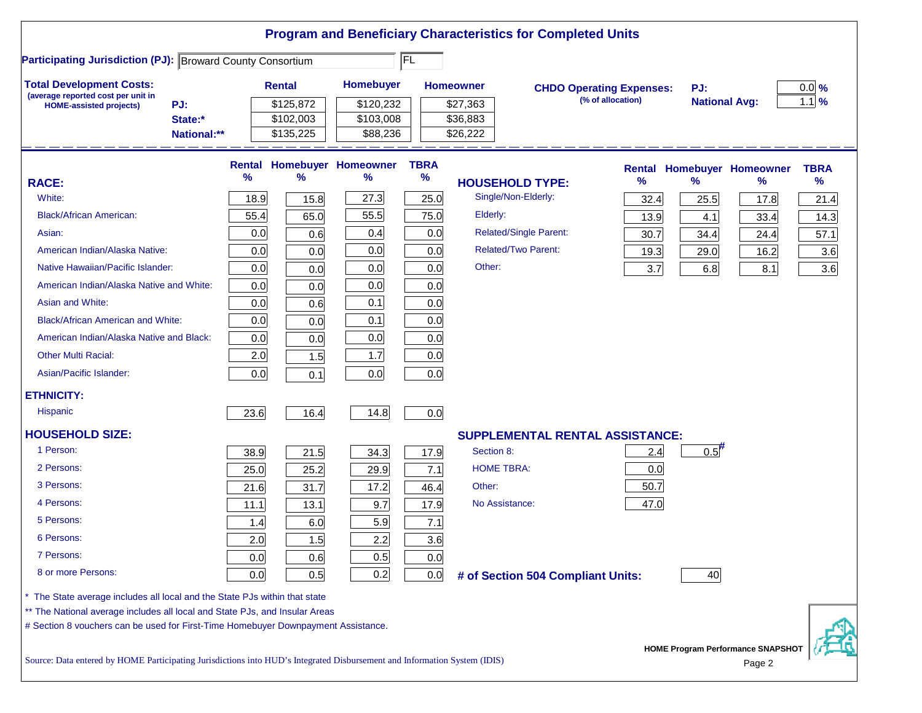# Program and Beneficiary Characteristics for Completed Units

**Participating Jurisdiction (PJ):** Broward County Consortium | FL

**Total Development Costs:**
(average reported cost per unit in HOME-assisted projects)

| | Rental | Homebuyer | Homeowner |
|---|---|---|---|
| PJ: | $125,872 | $120,232 | $27,363 |
| State:* | $102,003 | $103,008 | $36,883 |
| National:** | $135,225 | $88,236 | $26,222 |

**CHDO Operating Expenses:** (% of allocation)

| | |
|---|---|
| PJ: | 0.0 % |
| National Avg: | 1.1 % |

| RACE: | Rental % | Homebuyer % | Homeowner % | TBRA % |
|---|---|---|---|---|
| White: | 18.9 | 15.8 | 27.3 | 25.0 |
| Black/African American: | 55.4 | 65.0 | 55.5 | 75.0 |
| Asian: | 0.0 | 0.6 | 0.4 | 0.0 |
| American Indian/Alaska Native: | 0.0 | 0.0 | 0.0 | 0.0 |
| Native Hawaiian/Pacific Islander: | 0.0 | 0.0 | 0.0 | 0.0 |
| American Indian/Alaska Native and White: | 0.0 | 0.0 | 0.0 | 0.0 |
| Asian and White: | 0.0 | 0.6 | 0.1 | 0.0 |
| Black/African American and White: | 0.0 | 0.0 | 0.1 | 0.0 |
| American Indian/Alaska Native and Black: | 0.0 | 0.0 | 0.0 | 0.0 |
| Other Multi Racial: | 2.0 | 1.5 | 1.7 | 0.0 |
| Asian/Pacific Islander: | 0.0 | 0.1 | 0.0 | 0.0 |
| **ETHNICITY:** | | | | |
| Hispanic | 23.6 | 16.4 | 14.8 | 0.0 |
| **HOUSEHOLD SIZE:** | | | | |
| 1 Person: | 38.9 | 21.5 | 34.3 | 17.9 |
| 2 Persons: | 25.0 | 25.2 | 29.9 | 7.1 |
| 3 Persons: | 21.6 | 31.7 | 17.2 | 46.4 |
| 4 Persons: | 11.1 | 13.1 | 9.7 | 17.9 |
| 5 Persons: | 1.4 | 6.0 | 5.9 | 7.1 |
| 6 Persons: | 2.0 | 1.5 | 2.2 | 3.6 |
| 7 Persons: | 0.0 | 0.6 | 0.5 | 0.0 |
| 8 or more Persons: | 0.0 | 0.5 | 0.2 | 0.0 |

| HOUSEHOLD TYPE: | Rental % | Homebuyer % | Homeowner % | TBRA % |
|---|---|---|---|---|
| Single/Non-Elderly: | 32.4 | 25.5 | 17.8 | 21.4 |
| Elderly: | 13.9 | 4.1 | 33.4 | 14.3 |
| Related/Single Parent: | 30.7 | 34.4 | 24.4 | 57.1 |
| Related/Two Parent: | 19.3 | 29.0 | 16.2 | 3.6 |
| Other: | 3.7 | 6.8 | 8.1 | 3.6 |

| SUPPLEMENTAL RENTAL ASSISTANCE: | Rental | Homebuyer |
|---|---|---|
| Section 8: | 2.4 | 0.5# |
| HOME TBRA: | 0.0 | |
| Other: | 50.7 | |
| No Assistance: | 47.0 | |

**# of Section 504 Compliant Units:** 40

\* The State average includes all local and the State PJs within that state

\*\* The National average includes all local and State PJs, and Insular Areas

\# Section 8 vouchers can be used for First-Time Homebuyer Downpayment Assistance.

Source: Data entered by HOME Participating Jurisdictions into HUD's Integrated Disbursement and Information System (IDIS)

HOME Program Performance SNAPSHOT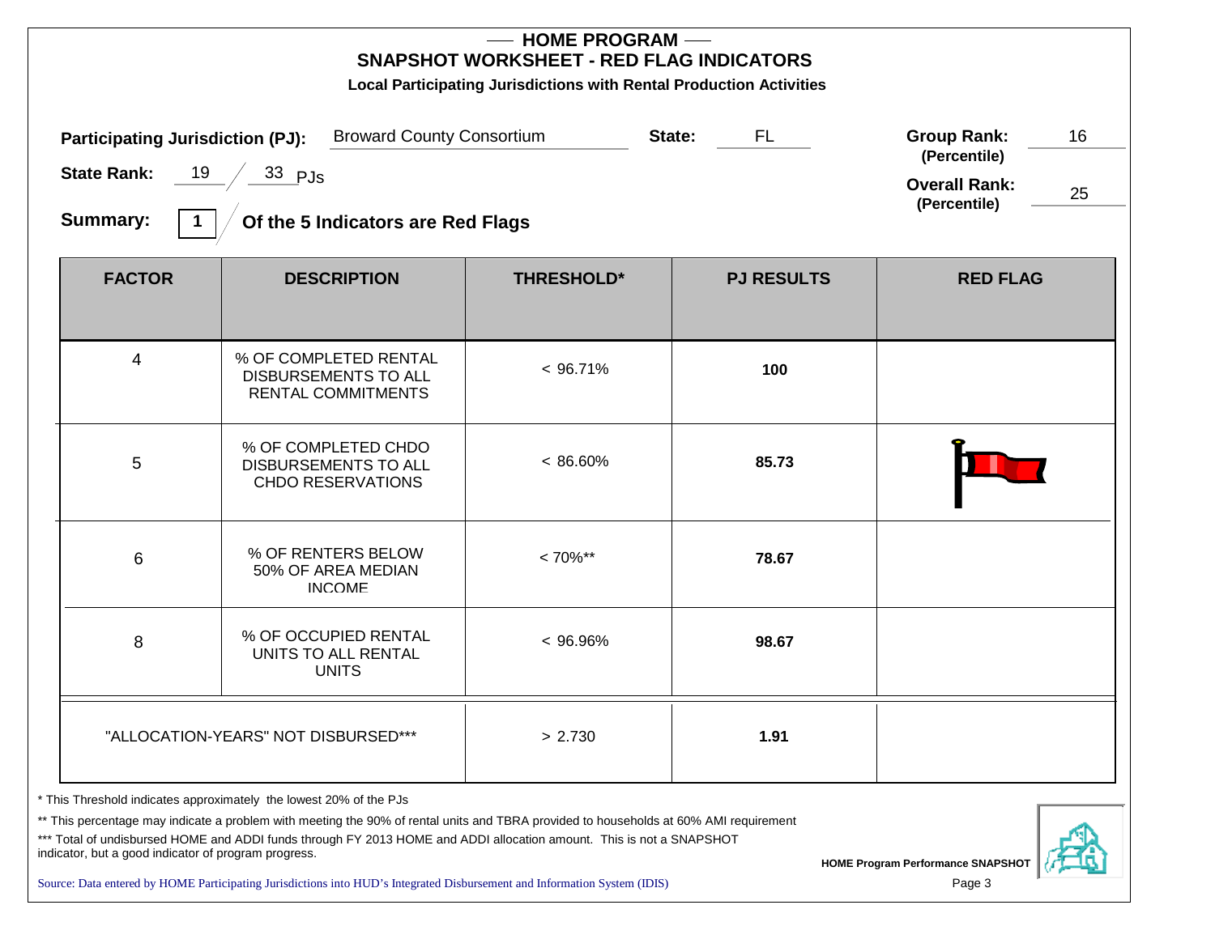# HOME PROGRAM

## SNAPSHOT WORKSHEET - RED FLAG INDICATORS

**Local Participating Jurisdictions with Rental Production Activities**

**Participating Jurisdiction (PJ):** Broward County Consortium **State:** FL **Group Rank:** 16 **(Percentile)**

**State Rank:** 19 / 33 PJs **Overall Rank:** 25 **(Percentile)**

**Summary:** 1 / **Of the 5 Indicators are Red Flags**

| FACTOR | DESCRIPTION | THRESHOLD* | PJ RESULTS | RED FLAG |
|---|---|---|---|---|
| 4 | % OF COMPLETED RENTAL DISBURSEMENTS TO ALL RENTAL COMMITMENTS | < 96.71% | **100** | |
| 5 | % OF COMPLETED CHDO DISBURSEMENTS TO ALL CHDO RESERVATIONS | < 86.60% | **85.73** | RED FLAG |
| 6 | % OF RENTERS BELOW 50% OF AREA MEDIAN INCOME | < 70%** | **78.67** | |
| 8 | % OF OCCUPIED RENTAL UNITS TO ALL RENTAL UNITS | < 96.96% | **98.67** | |
| "ALLOCATION-YEARS" NOT DISBURSED*** | | > 2.730 | **1.91** | |

* This Threshold indicates approximately the lowest 20% of the PJs

** This percentage may indicate a problem with meeting the 90% of rental units and TBRA provided to households at 60% AMI requirement

*** Total of undisbursed HOME and ADDI funds through FY 2013 HOME and ADDI allocation amount. This is not a SNAPSHOT indicator, but a good indicator of program progress.

Source: Data entered by HOME Participating Jurisdictions into HUD's Integrated Disbursement and Information System (IDIS)